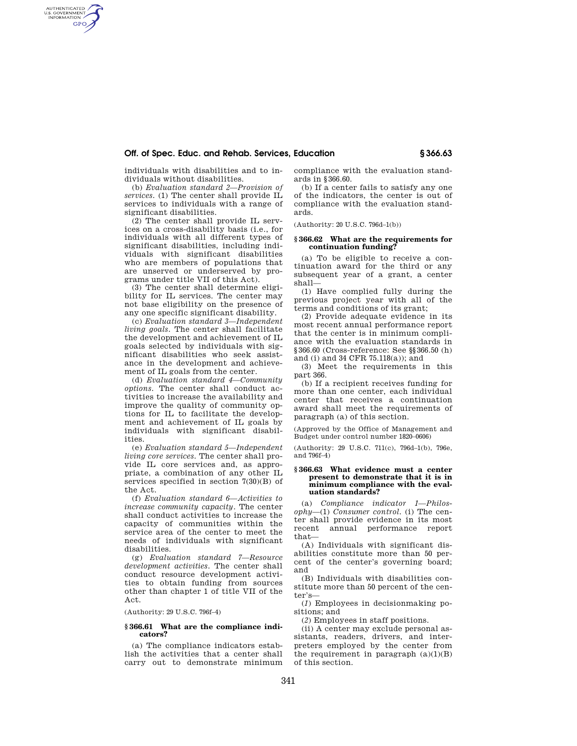individuals with disabilities and to individuals without disabilities.

(b) *Evaluation standard 2—Provision of services.* (1) The center shall provide IL services to individuals with a range of significant disabilities.

(2) The center shall provide IL services on a cross-disability basis (i.e., for individuals with all different types of significant disabilities, including individuals with significant disabilities who are members of populations that are unserved or underserved by programs under title VII of this Act).

(3) The center shall determine eligibility for IL services. The center may not base eligibility on the presence of any one specific significant disability.

(c) *Evaluation standard 3—Independent living goals.* The center shall facilitate the development and achievement of IL goals selected by individuals with significant disabilities who seek assistance in the development and achievement of IL goals from the center.

(d) *Evaluation standard 4—Community options.* The center shall conduct activities to increase the availability and improve the quality of community options for IL to facilitate the development and achievement of IL goals by individuals with significant disabilities.

(e) *Evaluation standard 5—Independent living core services.* The center shall provide IL core services and, as appropriate, a combination of any other IL services specified in section 7(30)(B) of the Act.

(f) *Evaluation standard 6—Activities to increase community capacity.* The center shall conduct activities to increase the capacity of communities within the service area of the center to meet the needs of individuals with significant disabilities.

(g) *Evaluation standard 7—Resource development activities.* The center shall conduct resource development activities to obtain funding from sources other than chapter 1 of title VII of the Act.

(Authority: 29 U.S.C. 796f–4)

### § 366.61 What are the compliance indicators?

(a) The compliance indicators establish the activities that a center shall carry out to demonstrate minimum compliance with the evaluation standards in § 366.60.

(b) If a center fails to satisfy any one of the indicators, the center is out of compliance with the evaluation standards.

(Authority: 20 U.S.C. 796d–1(b))

### § 366.62 What are the requirements for continuation funding?

(a) To be eligible to receive a continuation award for the third or any subsequent year of a grant, a center shall—

(1) Have complied fully during the previous project year with all of the terms and conditions of its grant;

(2) Provide adequate evidence in its most recent annual performance report that the center is in minimum compliance with the evaluation standards in § 366.60 (Cross-reference: See §§ 366.50 (h) and (i) and 34 CFR 75.118(a)); and

(3) Meet the requirements in this part 366.

(b) If a recipient receives funding for more than one center, each individual center that receives a continuation award shall meet the requirements of paragraph (a) of this section.

(Approved by the Office of Management and Budget under control number 1820–0606)

(Authority: 29 U.S.C. 711(c), 796d–1(b), 796e, and 796f–4)

### § 366.63 What evidence must a center present to demonstrate that it is in minimum compliance with the evaluation standards?

(a) *Compliance indicator 1—Philosophy*—(1) *Consumer control.* (i) The center shall provide evidence in its most recent annual performance report that—

(A) Individuals with significant disabilities constitute more than 50 percent of the center's governing board; and

(B) Individuals with disabilities constitute more than 50 percent of the center's—

(*1*) Employees in decisionmaking positions; and

(*2*) Employees in staff positions.

(ii) A center may exclude personal assistants, readers, drivers, and interpreters employed by the center from the requirement in paragraph (a)(1)(B) of this section.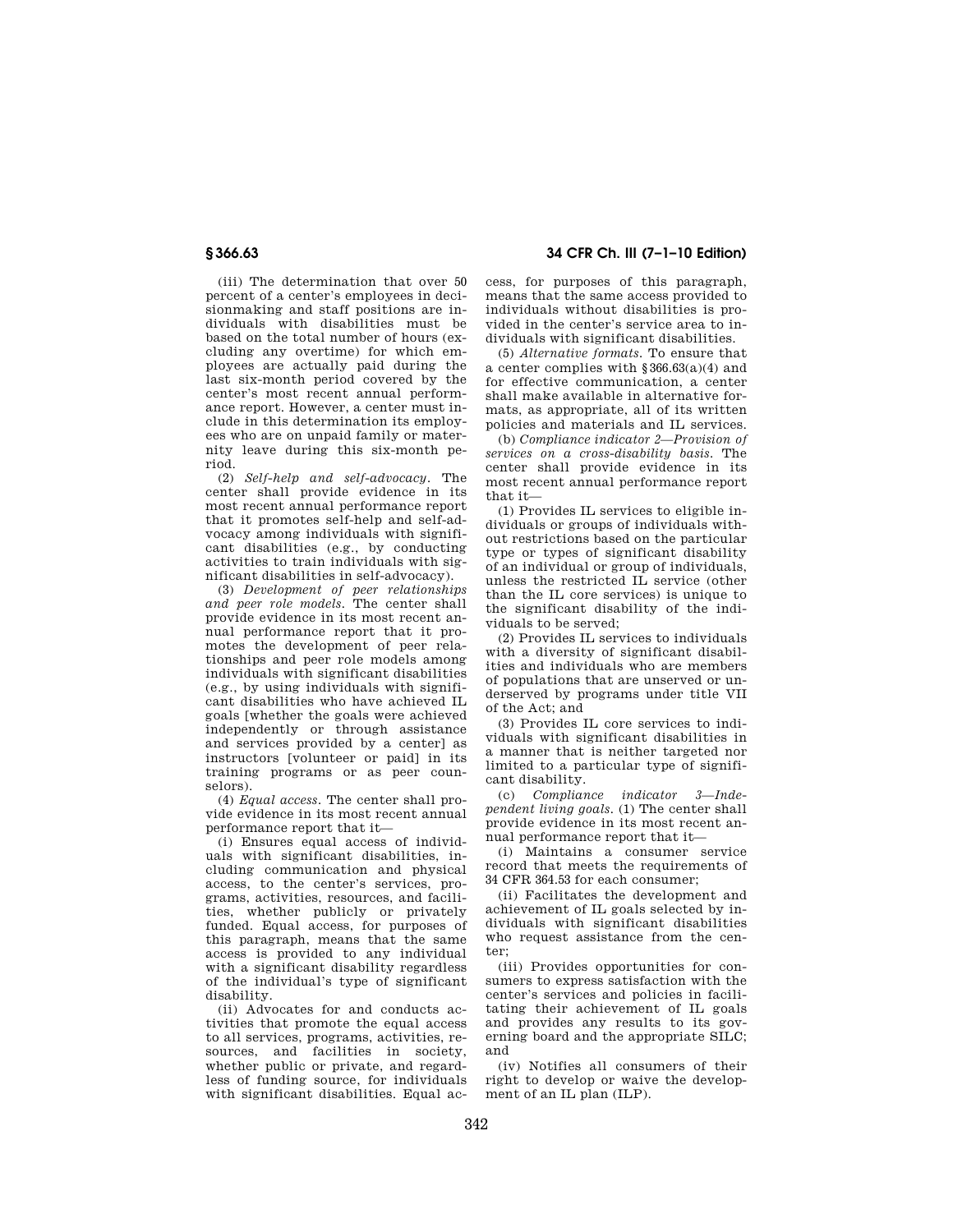(iii) The determination that over 50 percent of a center's employees in decisionmaking and staff positions are individuals with disabilities must be based on the total number of hours (excluding any overtime) for which employees are actually paid during the last six-month period covered by the center's most recent annual performance report. However, a center must include in this determination its employees who are on unpaid family or maternity leave during this six-month period.

(2) *Self-help and self-advocacy.* The center shall provide evidence in its most recent annual performance report that it promotes self-help and self-advocacy among individuals with significant disabilities (e.g., by conducting activities to train individuals with significant disabilities in self-advocacy).

(3) *Development of peer relationships and peer role models.* The center shall provide evidence in its most recent annual performance report that it promotes the development of peer relationships and peer role models among individuals with significant disabilities (e.g., by using individuals with significant disabilities who have achieved IL goals [whether the goals were achieved independently or through assistance and services provided by a center] as instructors [volunteer or paid] in its training programs or as peer counselors).

(4) *Equal access.* The center shall provide evidence in its most recent annual performance report that it—

(i) Ensures equal access of individuals with significant disabilities, including communication and physical access, to the center's services, programs, activities, resources, and facilities, whether publicly or privately funded. Equal access, for purposes of this paragraph, means that the same access is provided to any individual with a significant disability regardless of the individual's type of significant disability.

(ii) Advocates for and conducts activities that promote the equal access to all services, programs, activities, resources, and facilities in society, whether public or private, and regardless of funding source, for individuals with significant disabilities. Equal access, for purposes of this paragraph, means that the same access provided to individuals without disabilities is provided in the center's service area to individuals with significant disabilities.

(5) *Alternative formats.* To ensure that a center complies with §366.63(a)(4) and for effective communication, a center shall make available in alternative formats, as appropriate, all of its written policies and materials and IL services.

(b) *Compliance indicator 2—Provision of services on a cross-disability basis.* The center shall provide evidence in its most recent annual performance report that it—

(1) Provides IL services to eligible individuals or groups of individuals without restrictions based on the particular type or types of significant disability of an individual or group of individuals, unless the restricted IL service (other than the IL core services) is unique to the significant disability of the individuals to be served;

(2) Provides IL services to individuals with a diversity of significant disabilities and individuals who are members of populations that are unserved or underserved by programs under title VII of the Act; and

(3) Provides IL core services to individuals with significant disabilities in a manner that is neither targeted nor limited to a particular type of significant disability.

(c) *Compliance indicator 3—Independent living goals.* (1) The center shall provide evidence in its most recent annual performance report that it—

(i) Maintains a consumer service record that meets the requirements of 34 CFR 364.53 for each consumer;

(ii) Facilitates the development and achievement of IL goals selected by individuals with significant disabilities who request assistance from the center;

(iii) Provides opportunities for consumers to express satisfaction with the center's services and policies in facilitating their achievement of IL goals and provides any results to its governing board and the appropriate SILC; and

(iv) Notifies all consumers of their right to develop or waive the development of an IL plan (ILP).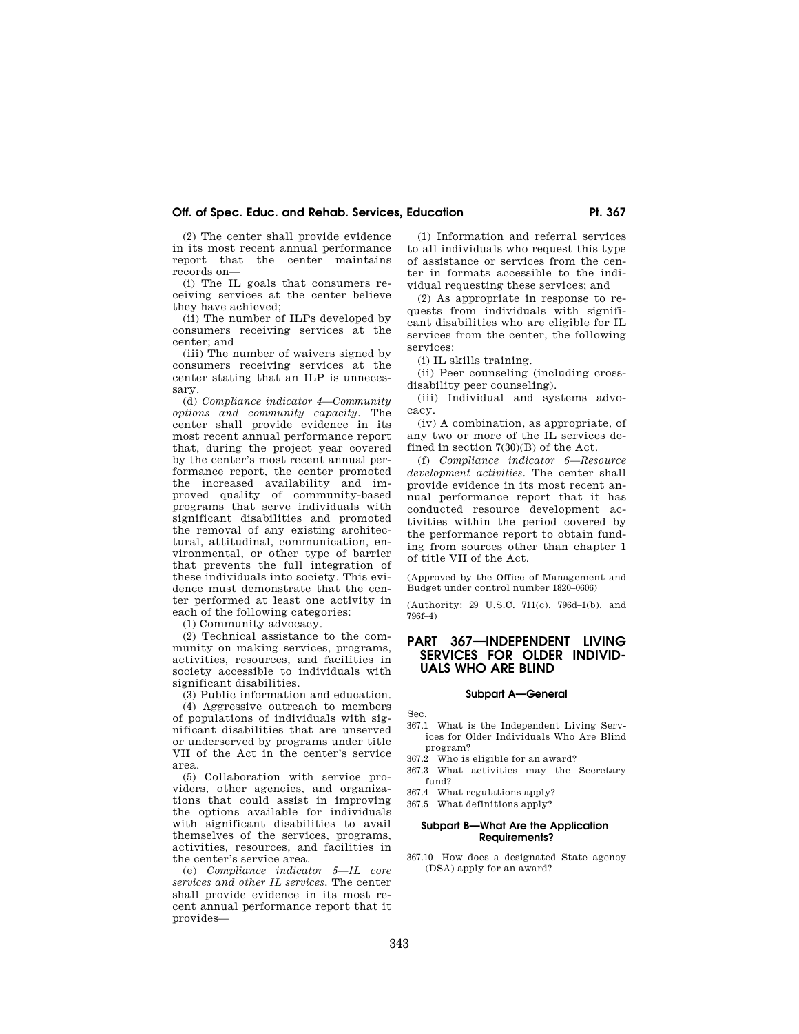(2) The center shall provide evidence in its most recent annual performance report that the center maintains records on—

(i) The IL goals that consumers receiving services at the center believe they have achieved;

(ii) The number of ILPs developed by consumers receiving services at the center; and

(iii) The number of waivers signed by consumers receiving services at the center stating that an ILP is unnecessary.

(d) *Compliance indicator 4—Community options and community capacity.* The center shall provide evidence in its most recent annual performance report that, during the project year covered by the center's most recent annual performance report, the center promoted the increased availability and improved quality of community-based programs that serve individuals with significant disabilities and promoted the removal of any existing architectural, attitudinal, communication, environmental, or other type of barrier that prevents the full integration of these individuals into society. This evidence must demonstrate that the center performed at least one activity in each of the following categories:

(1) Community advocacy.

(2) Technical assistance to the community on making services, programs, activities, resources, and facilities in society accessible to individuals with significant disabilities.

(3) Public information and education.

(4) Aggressive outreach to members of populations of individuals with significant disabilities that are unserved or underserved by programs under title VII of the Act in the center's service area.

(5) Collaboration with service providers, other agencies, and organizations that could assist in improving the options available for individuals with significant disabilities to avail themselves of the services, programs, activities, resources, and facilities in the center's service area.

(e) *Compliance indicator 5—IL core services and other IL services.* The center shall provide evidence in its most recent annual performance report that it provides—

(1) Information and referral services to all individuals who request this type of assistance or services from the center in formats accessible to the individual requesting these services; and

(2) As appropriate in response to requests from individuals with significant disabilities who are eligible for IL services from the center, the following services:

(i) IL skills training.

(ii) Peer counseling (including cross-disability peer counseling).

(iii) Individual and systems advocacy.

(iv) A combination, as appropriate, of any two or more of the IL services defined in section 7(30)(B) of the Act.

(f) *Compliance indicator 6—Resource development activities.* The center shall provide evidence in its most recent annual performance report that it has conducted resource development activities within the period covered by the performance report to obtain funding from sources other than chapter 1 of title VII of the Act.

(Approved by the Office of Management and Budget under control number 1820–0606)

(Authority: 29 U.S.C. 711(c), 796d–1(b), and 796f–4)

# PART 367—INDEPENDENT LIVING SERVICES FOR OLDER INDIVIDUALS WHO ARE BLIND

## Subpart A—General

Sec.

367.1 What is the Independent Living Services for Older Individuals Who Are Blind program?

367.2 Who is eligible for an award?

367.3 What activities may the Secretary fund?

367.4 What regulations apply?

367.5 What definitions apply?

## Subpart B—What Are the Application Requirements?

367.10 How does a designated State agency (DSA) apply for an award?